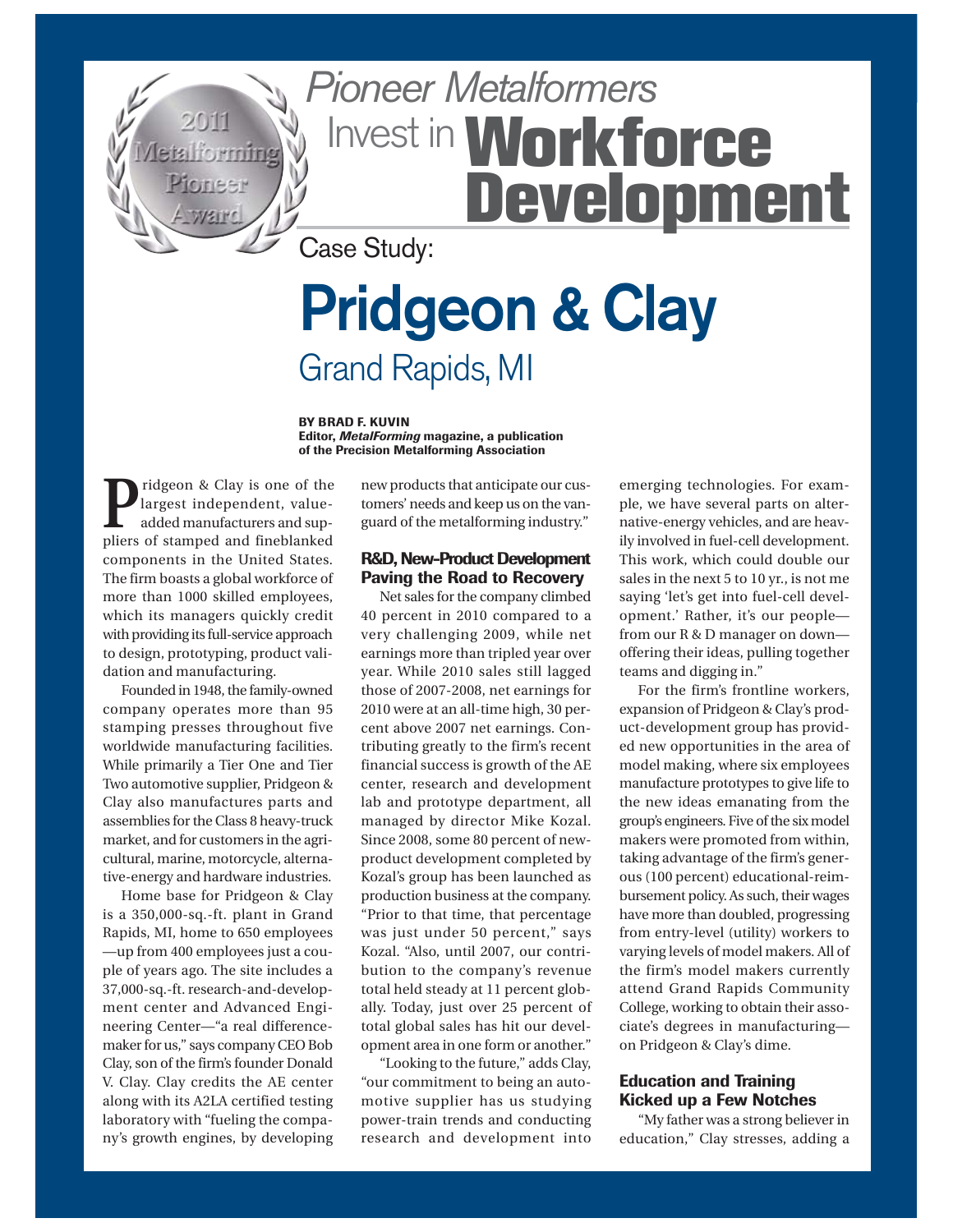# *Pioneer Metalformers* Invest in Workforce Development

2011 Metalforming Pioneer Award

Case Study:

# Pridgeon & Clay

## Grand Rapids, MI

**BY BRAD F. KUVIN**
**Editor, *MetalForming* magazine, a publication of the Precision Metalforming Association**

Pridgeon & Clay is one of the largest independent, value-added manufacturers and suppliers of stamped and fineblanked components in the United States. The firm boasts a global workforce of more than 1000 skilled employees, which its managers quickly credit with providing its full-service approach to design, prototyping, product validation and manufacturing.

Founded in 1948, the family-owned company operates more than 95 stamping presses throughout five worldwide manufacturing facilities. While primarily a Tier One and Tier Two automotive supplier, Pridgeon & Clay also manufactures parts and assemblies for the Class 8 heavy-truck market, and for customers in the agricultural, marine, motorcycle, alternative-energy and hardware industries.

Home base for Pridgeon & Clay is a 350,000-sq.-ft. plant in Grand Rapids, MI, home to 650 employees—up from 400 employees just a couple of years ago. The site includes a 37,000-sq.-ft. research-and-development center and Advanced Engineering Center—"a real difference-maker for us," says company CEO Bob Clay, son of the firm's founder Donald V. Clay. Clay credits the AE center along with its A2LA certified testing laboratory with "fueling the company's growth engines, by developing new products that anticipate our customers' needs and keep us on the vanguard of the metalforming industry."

### R&D, New-Product Development Paving the Road to Recovery

Net sales for the company climbed 40 percent in 2010 compared to a very challenging 2009, while net earnings more than tripled year over year. While 2010 sales still lagged those of 2007-2008, net earnings for 2010 were at an all-time high, 30 percent above 2007 net earnings. Contributing greatly to the firm's recent financial success is growth of the AE center, research and development lab and prototype department, all managed by director Mike Kozal. Since 2008, some 80 percent of new-product development completed by Kozal's group has been launched as production business at the company. "Prior to that time, that percentage was just under 50 percent," says Kozal. "Also, until 2007, our contribution to the company's revenue total held steady at 11 percent globally. Today, just over 25 percent of total global sales has hit our development area in one form or another."

"Looking to the future," adds Clay, "our commitment to being an automotive supplier has us studying power-train trends and conducting research and development into emerging technologies. For example, we have several parts on alternative-energy vehicles, and are heavily involved in fuel-cell development. This work, which could double our sales in the next 5 to 10 yr., is not me saying 'let's get into fuel-cell development.' Rather, it's our people—from our R & D manager on down—offering their ideas, pulling together teams and digging in."

For the firm's frontline workers, expansion of Pridgeon & Clay's product-development group has provided new opportunities in the area of model making, where six employees manufacture prototypes to give life to the new ideas emanating from the group's engineers. Five of the six model makers were promoted from within, taking advantage of the firm's generous (100 percent) educational-reimbursement policy. As such, their wages have more than doubled, progressing from entry-level (utility) workers to varying levels of model makers. All of the firm's model makers currently attend Grand Rapids Community College, working to obtain their associate's degrees in manufacturing—on Pridgeon & Clay's dime.

### Education and Training Kicked up a Few Notches

"My father was a strong believer in education," Clay stresses, adding a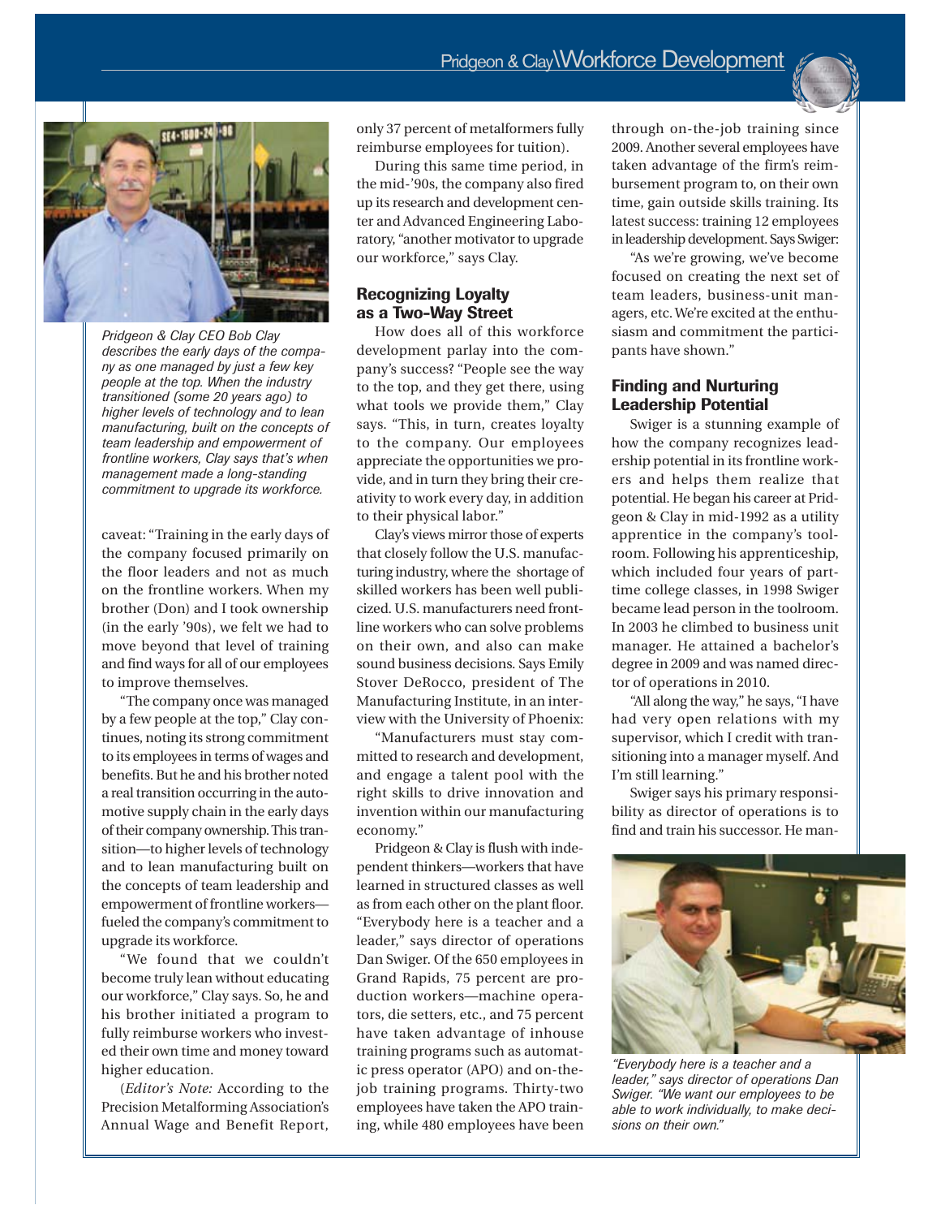*Pridgeon & Clay CEO Bob Clay describes the early days of the company as one managed by just a few key people at the top. When the industry transitioned (some 20 years ago) to higher levels of technology and to lean manufacturing, built on the concepts of team leadership and empowerment of frontline workers, Clay says that's when management made a long-standing commitment to upgrade its workforce.*

caveat: "Training in the early days of the company focused primarily on the floor leaders and not as much on the frontline workers. When my brother (Don) and I took ownership (in the early '90s), we felt we had to move beyond that level of training and find ways for all of our employees to improve themselves.

"The company once was managed by a few people at the top," Clay continues, noting its strong commitment to its employees in terms of wages and benefits. But he and his brother noted a real transition occurring in the automotive supply chain in the early days of their company ownership. This transition—to higher levels of technology and to lean manufacturing built on the concepts of team leadership and empowerment of frontline workers—fueled the company's commitment to upgrade its workforce.

"We found that we couldn't become truly lean without educating our workforce," Clay says. So, he and his brother initiated a program to fully reimburse workers who invested their own time and money toward higher education.

(*Editor's Note:* According to the Precision Metalforming Association's Annual Wage and Benefit Report, only 37 percent of metalformers fully reimburse employees for tuition).

During this same time period, in the mid-'90s, the company also fired up its research and development center and Advanced Engineering Laboratory, "another motivator to upgrade our workforce," says Clay.

## Recognizing Loyalty as a Two-Way Street

How does all of this workforce development parlay into the company's success? "People see the way to the top, and they get there, using what tools we provide them," Clay says. "This, in turn, creates loyalty to the company. Our employees appreciate the opportunities we provide, and in turn they bring their creativity to work every day, in addition to their physical labor."

Clay's views mirror those of experts that closely follow the U.S. manufacturing industry, where the shortage of skilled workers has been well publicized. U.S. manufacturers need frontline workers who can solve problems on their own, and also can make sound business decisions. Says Emily Stover DeRocco, president of The Manufacturing Institute, in an interview with the University of Phoenix:

"Manufacturers must stay committed to research and development, and engage a talent pool with the right skills to drive innovation and invention within our manufacturing economy."

Pridgeon & Clay is flush with independent thinkers—workers that have learned in structured classes as well as from each other on the plant floor. "Everybody here is a teacher and a leader," says director of operations Dan Swiger. Of the 650 employees in Grand Rapids, 75 percent are production workers—machine operators, die setters, etc., and 75 percent have taken advantage of inhouse training programs such as automatic press operator (APO) and on-the-job training programs. Thirty-two employees have taken the APO training, while 480 employees have been through on-the-job training since 2009. Another several employees have taken advantage of the firm's reimbursement program to, on their own time, gain outside skills training. Its latest success: training 12 employees in leadership development. Says Swiger:

"As we're growing, we've become focused on creating the next set of team leaders, business-unit managers, etc. We're excited at the enthusiasm and commitment the participants have shown."

## Finding and Nurturing Leadership Potential

Swiger is a stunning example of how the company recognizes leadership potential in its frontline workers and helps them realize that potential. He began his career at Pridgeon & Clay in mid-1992 as a utility apprentice in the company's toolroom. Following his apprenticeship, which included four years of part-time college classes, in 1998 Swiger became lead person in the toolroom. In 2003 he climbed to business unit manager. He attained a bachelor's degree in 2009 and was named director of operations in 2010.

"All along the way," he says, "I have had very open relations with my supervisor, which I credit with transitioning into a manager myself. And I'm still learning."

Swiger says his primary responsibility as director of operations is to find and train his successor. He man-

*"Everybody here is a teacher and a leader," says director of operations Dan Swiger. "We want our employees to be able to work individually, to make decisions on their own."*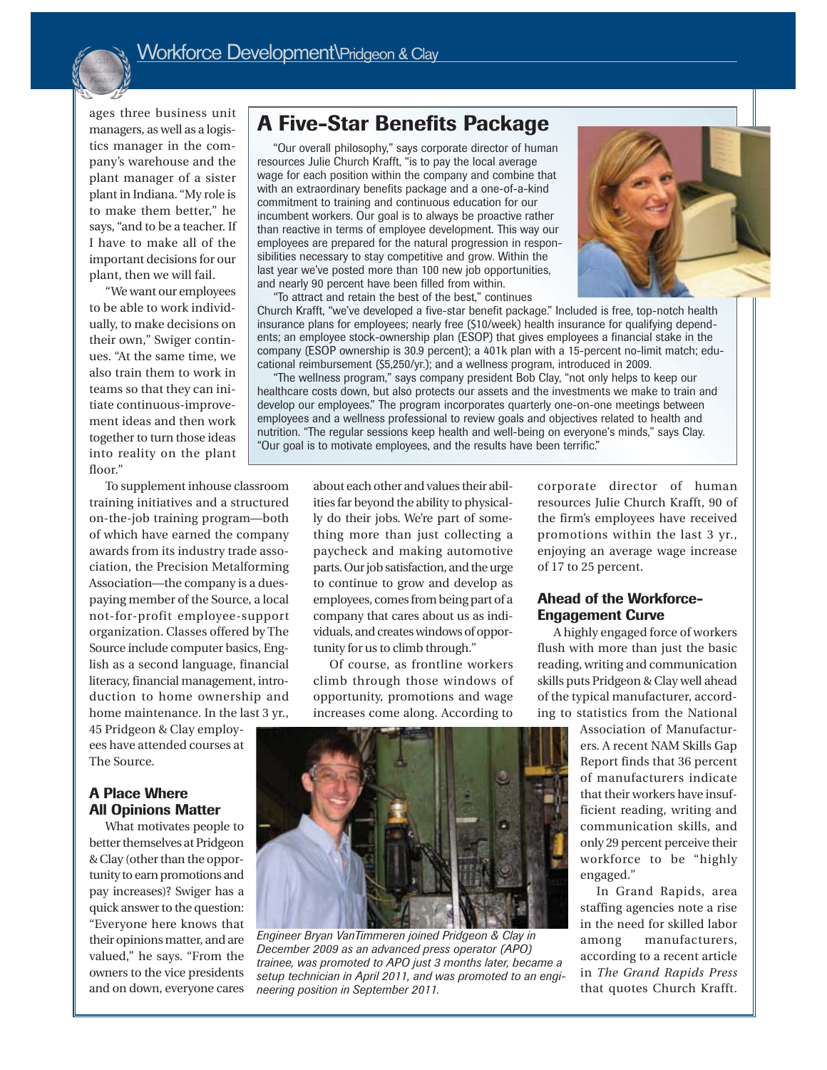ages three business unit managers, as well as a logistics manager in the company's warehouse and the plant manager of a sister plant in Indiana. "My role is to make them better," he says, "and to be a teacher. If I have to make all of the important decisions for our plant, then we will fail.

"We want our employees to be able to work individually, to make decisions on their own," Swiger continues. "At the same time, we also train them to work in teams so that they can initiate continuous-improvement ideas and then work together to turn those ideas into reality on the plant floor."

## A Five-Star Benefits Package

"Our overall philosophy," says corporate director of human resources Julie Church Krafft, "is to pay the local average wage for each position within the company and combine that with an extraordinary benefits package and a one-of-a-kind commitment to training and continuous education for our incumbent workers. Our goal is to always be proactive rather than reactive in terms of employee development. This way our employees are prepared for the natural progression in responsibilities necessary to stay competitive and grow. Within the last year we've posted more than 100 new job opportunities, and nearly 90 percent have been filled from within.

"To attract and retain the best of the best," continues Church Krafft, "we've developed a five-star benefit package." Included is free, top-notch health insurance plans for employees; nearly free ($10/week) health insurance for qualifying dependents; an employee stock-ownership plan (ESOP) that gives employees a financial stake in the company (ESOP ownership is 30.9 percent); a 401k plan with a 15-percent no-limit match; educational reimbursement ($5,250/yr.); and a wellness program, introduced in 2009.

"The wellness program," says company president Bob Clay, "not only helps to keep our healthcare costs down, but also protects our assets and the investments we make to train and develop our employees." The program incorporates quarterly one-on-one meetings between employees and a wellness professional to review goals and objectives related to health and nutrition. "The regular sessions keep health and well-being on everyone's minds," says Clay. "Our goal is to motivate employees, and the results have been terrific."

To supplement inhouse classroom training initiatives and a structured on-the-job training program—both of which have earned the company awards from its industry trade association, the Precision Metalforming Association—the company is a dues-paying member of the Source, a local not-for-profit employee-support organization. Classes offered by The Source include computer basics, English as a second language, financial literacy, financial management, introduction to home ownership and home maintenance. In the last 3 yr., 45 Pridgeon & Clay employees have attended courses at The Source.

### A Place Where All Opinions Matter

What motivates people to better themselves at Pridgeon & Clay (other than the opportunity to earn promotions and pay increases)? Swiger has a quick answer to the question: "Everyone here knows that their opinions matter, and are valued," he says. "From the owners to the vice presidents and on down, everyone cares about each other and values their abilities far beyond the ability to physically do their jobs. We're part of something more than just collecting a paycheck and making automotive parts. Our job satisfaction, and the urge to continue to grow and develop as employees, comes from being part of a company that cares about us as individuals, and creates windows of opportunity for us to climb through."

Of course, as frontline workers climb through those windows of opportunity, promotions and wage increases come along. According to corporate director of human resources Julie Church Krafft, 90 of the firm's employees have received promotions within the last 3 yr., enjoying an average wage increase of 17 to 25 percent.

*Engineer Bryan VanTimmeren joined Pridgeon & Clay in December 2009 as an advanced press operator (APO) trainee, was promoted to APO just 3 months later, became a setup technician in April 2011, and was promoted to an engineering position in September 2011.*

### Ahead of the Workforce-Engagement Curve

A highly engaged force of workers flush with more than just the basic reading, writing and communication skills puts Pridgeon & Clay well ahead of the typical manufacturer, according to statistics from the National Association of Manufacturers. A recent NAM Skills Gap Report finds that 36 percent of manufacturers indicate that their workers have insufficient reading, writing and communication skills, and only 29 percent perceive their workforce to be "highly engaged."

In Grand Rapids, area staffing agencies note a rise in the need for skilled labor among manufacturers, according to a recent article in *The Grand Rapids Press* that quotes Church Krafft.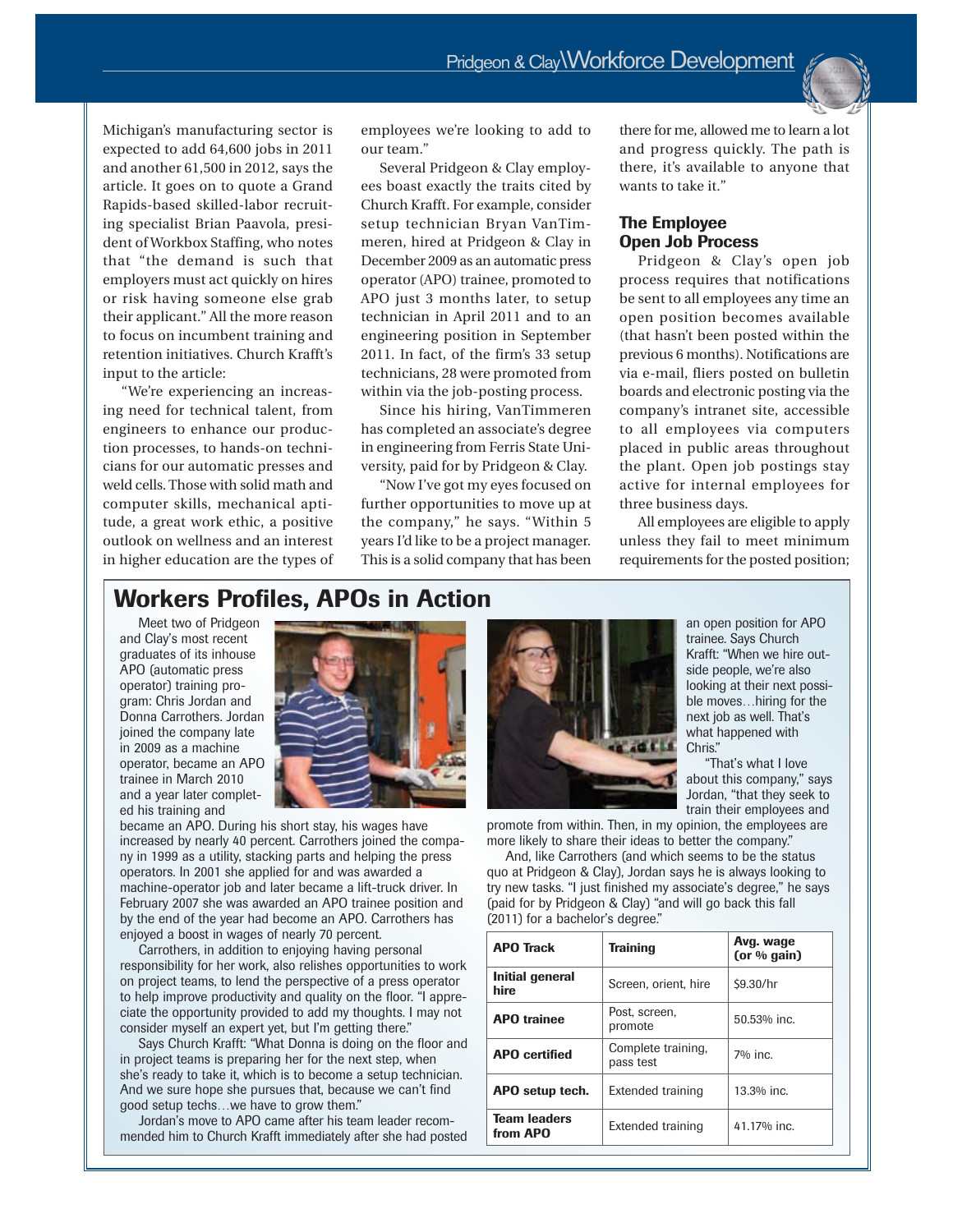Michigan's manufacturing sector is expected to add 64,600 jobs in 2011 and another 61,500 in 2012, says the article. It goes on to quote a Grand Rapids-based skilled-labor recruiting specialist Brian Paavola, president of Workbox Staffing, who notes that "the demand is such that employers must act quickly on hires or risk having someone else grab their applicant." All the more reason to focus on incumbent training and retention initiatives. Church Krafft's input to the article:

"We're experiencing an increasing need for technical talent, from engineers to enhance our production processes, to hands-on technicians for our automatic presses and weld cells. Those with solid math and computer skills, mechanical aptitude, a great work ethic, a positive outlook on wellness and an interest in higher education are the types of employees we're looking to add to our team."

Several Pridgeon & Clay employees boast exactly the traits cited by Church Krafft. For example, consider setup technician Bryan VanTimmeren, hired at Pridgeon & Clay in December 2009 as an automatic press operator (APO) trainee, promoted to APO just 3 months later, to setup technician in April 2011 and to an engineering position in September 2011. In fact, of the firm's 33 setup technicians, 28 were promoted from within via the job-posting process.

Since his hiring, VanTimmeren has completed an associate's degree in engineering from Ferris State University, paid for by Pridgeon & Clay.

"Now I've got my eyes focused on further opportunities to move up at the company," he says. "Within 5 years I'd like to be a project manager. This is a solid company that has been there for me, allowed me to learn a lot and progress quickly. The path is there, it's available to anyone that wants to take it."

## The Employee Open Job Process

Pridgeon & Clay's open job process requires that notifications be sent to all employees any time an open position becomes available (that hasn't been posted within the previous 6 months). Notifications are via e-mail, fliers posted on bulletin boards and electronic posting via the company's intranet site, accessible to all employees via computers placed in public areas throughout the plant. Open job postings stay active for internal employees for three business days.

All employees are eligible to apply unless they fail to meet minimum requirements for the posted position;

## Workers Profiles, APOs in Action

Meet two of Pridgeon and Clay's most recent graduates of its inhouse APO (automatic press operator) training program: Chris Jordan and Donna Carrothers. Jordan joined the company late in 2009 as a machine operator, became an APO trainee in March 2010 and a year later completed his training and became an APO. During his short stay, his wages have increased by nearly 40 percent. Carrothers joined the company in 1999 as a utility, stacking parts and helping the press operators. In 2001 she applied for and was awarded a machine-operator job and later became a lift-truck driver. In February 2007 she was awarded an APO trainee position and by the end of the year had become an APO. Carrothers has enjoyed a boost in wages of nearly 70 percent.

Carrothers, in addition to enjoying having personal responsibility for her work, also relishes opportunities to work on project teams, to lend the perspective of a press operator to help improve productivity and quality on the floor. "I appreciate the opportunity provided to add my thoughts. I may not consider myself an expert yet, but I'm getting there."

Says Church Krafft: "What Donna is doing on the floor and in project teams is preparing her for the next step, when she's ready to take it, which is to become a setup technician. And we sure hope she pursues that, because we can't find good setup techs…we have to grow them."

Jordan's move to APO came after his team leader recommended him to Church Krafft immediately after she had posted an open position for APO trainee. Says Church Krafft: "When we hire outside people, we're also looking at their next possible moves…hiring for the next job as well. That's what happened with Chris."

"That's what I love about this company," says Jordan, "that they seek to train their employees and promote from within. Then, in my opinion, the employees are more likely to share their ideas to better the company."

And, like Carrothers (and which seems to be the status quo at Pridgeon & Clay), Jordan says he is always looking to try new tasks. "I just finished my associate's degree," he says (paid for by Pridgeon & Clay) "and will go back this fall (2011) for a bachelor's degree."

| APO Track | Training | Avg. wage (or % gain) |
|---|---|---|
| Initial general hire | Screen, orient, hire | $9.30/hr |
| APO trainee | Post, screen, promote | 50.53% inc. |
| APO certified | Complete training, pass test | 7% inc. |
| APO setup tech. | Extended training | 13.3% inc. |
| Team leaders from APO | Extended training | 41.17% inc. |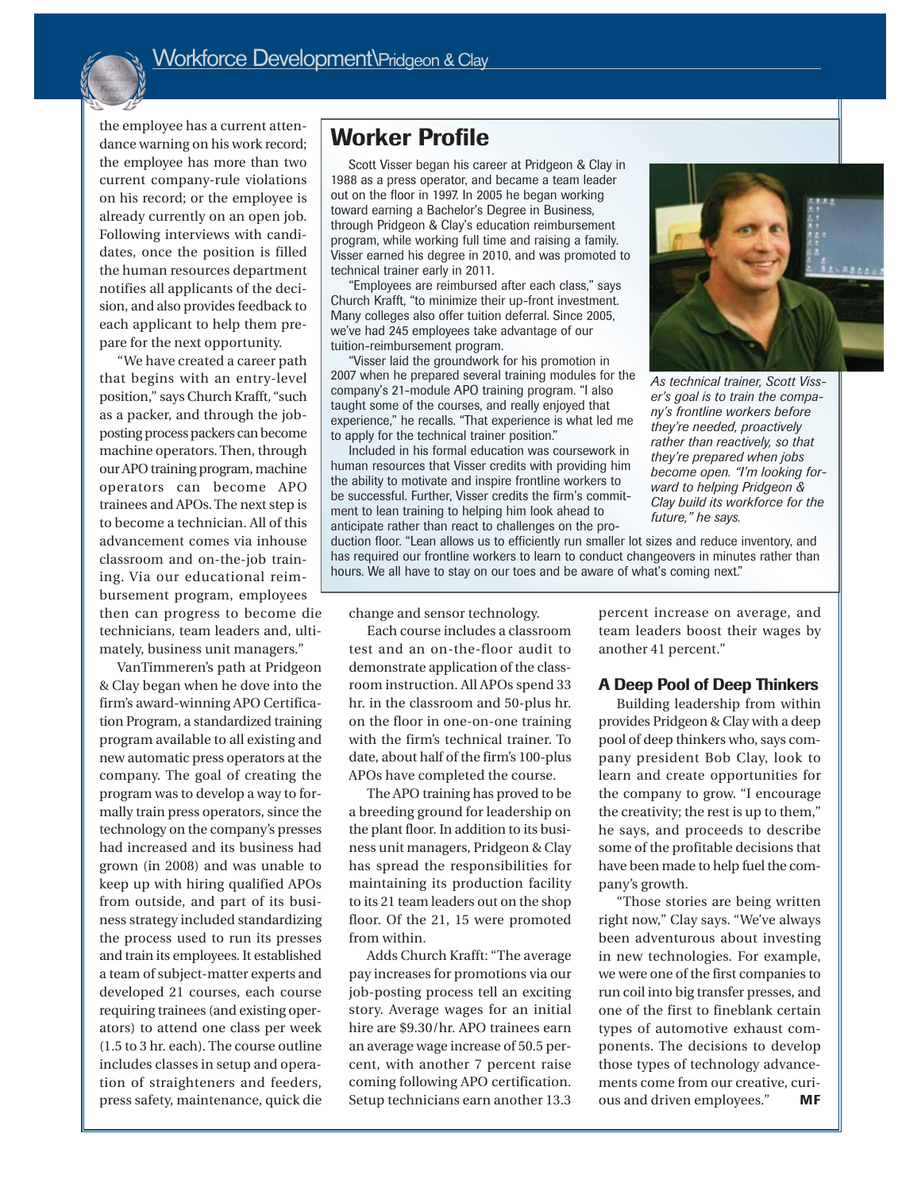the employee has a current attendance warning on his work record; the employee has more than two current company-rule violations on his record; or the employee is already currently on an open job. Following interviews with candidates, once the position is filled the human resources department notifies all applicants of the decision, and also provides feedback to each applicant to help them prepare for the next opportunity.

"We have created a career path that begins with an entry-level position," says Church Krafft, "such as a packer, and through the job-posting process packers can become machine operators. Then, through our APO training program, machine operators can become APO trainees and APOs. The next step is to become a technician. All of this advancement comes via inhouse classroom and on-the-job training. Via our educational reimbursement program, employees then can progress to become die technicians, team leaders and, ultimately, business unit managers."

VanTimmeren's path at Pridgeon & Clay began when he dove into the firm's award-winning APO Certification Program, a standardized training program available to all existing and new automatic press operators at the company. The goal of creating the program was to develop a way to formally train press operators, since the technology on the company's presses had increased and its business had grown (in 2008) and was unable to keep up with hiring qualified APOs from outside, and part of its business strategy included standardizing the process used to run its presses and train its employees. It established a team of subject-matter experts and developed 21 courses, each course requiring trainees (and existing operators) to attend one class per week (1.5 to 3 hr. each). The course outline includes classes in setup and operation of straighteners and feeders, press safety, maintenance, quick die change and sensor technology.

## Worker Profile

Scott Visser began his career at Pridgeon & Clay in 1988 as a press operator, and became a team leader out on the floor in 1997. In 2005 he began working toward earning a Bachelor's Degree in Business, through Pridgeon & Clay's education reimbursement program, while working full time and raising a family. Visser earned his degree in 2010, and was promoted to technical trainer early in 2011.

"Employees are reimbursed after each class," says Church Krafft, "to minimize their up-front investment. Many colleges also offer tuition deferral. Since 2005, we've had 245 employees take advantage of our tuition-reimbursement program.

"Visser laid the groundwork for his promotion in 2007 when he prepared several training modules for the company's 21-module APO training program. "I also taught some of the courses, and really enjoyed that experience," he recalls. "That experience is what led me to apply for the technical trainer position."

Included in his formal education was coursework in human resources that Visser credits with providing him the ability to motivate and inspire frontline workers to be successful. Further, Visser credits the firm's commitment to lean training to helping him look ahead to anticipate rather than react to challenges on the production floor. "Lean allows us to efficiently run smaller lot sizes and reduce inventory, and has required our frontline workers to learn to conduct changeovers in minutes rather than hours. We all have to stay on our toes and be aware of what's coming next."

*As technical trainer, Scott Visser's goal is to train the company's frontline workers before they're needed, proactively rather than reactively, so that they're prepared when jobs become open. "I'm looking forward to helping Pridgeon & Clay build its workforce for the future," he says.*

Each course includes a classroom test and an on-the-floor audit to demonstrate application of the classroom instruction. All APOs spend 33 hr. in the classroom and 50-plus hr. on the floor in one-on-one training with the firm's technical trainer. To date, about half of the firm's 100-plus APOs have completed the course.

The APO training has proved to be a breeding ground for leadership on the plant floor. In addition to its business unit managers, Pridgeon & Clay has spread the responsibilities for maintaining its production facility to its 21 team leaders out on the shop floor. Of the 21, 15 were promoted from within.

Adds Church Krafft: "The average pay increases for promotions via our job-posting process tell an exciting story. Average wages for an initial hire are $9.30/hr. APO trainees earn an average wage increase of 50.5 percent, with another 7 percent raise coming following APO certification. Setup technicians earn another 13.3 percent increase on average, and team leaders boost their wages by another 41 percent."

### A Deep Pool of Deep Thinkers

Building leadership from within provides Pridgeon & Clay with a deep pool of deep thinkers who, says company president Bob Clay, look to learn and create opportunities for the company to grow. "I encourage the creativity; the rest is up to them," he says, and proceeds to describe some of the profitable decisions that have been made to help fuel the company's growth.

"Those stories are being written right now," Clay says. "We've always been adventurous about investing in new technologies. For example, we were one of the first companies to run coil into big transfer presses, and one of the first to fineblank certain types of automotive exhaust components. The decisions to develop those types of technology advancements come from our creative, curious and driven employees." **MF**